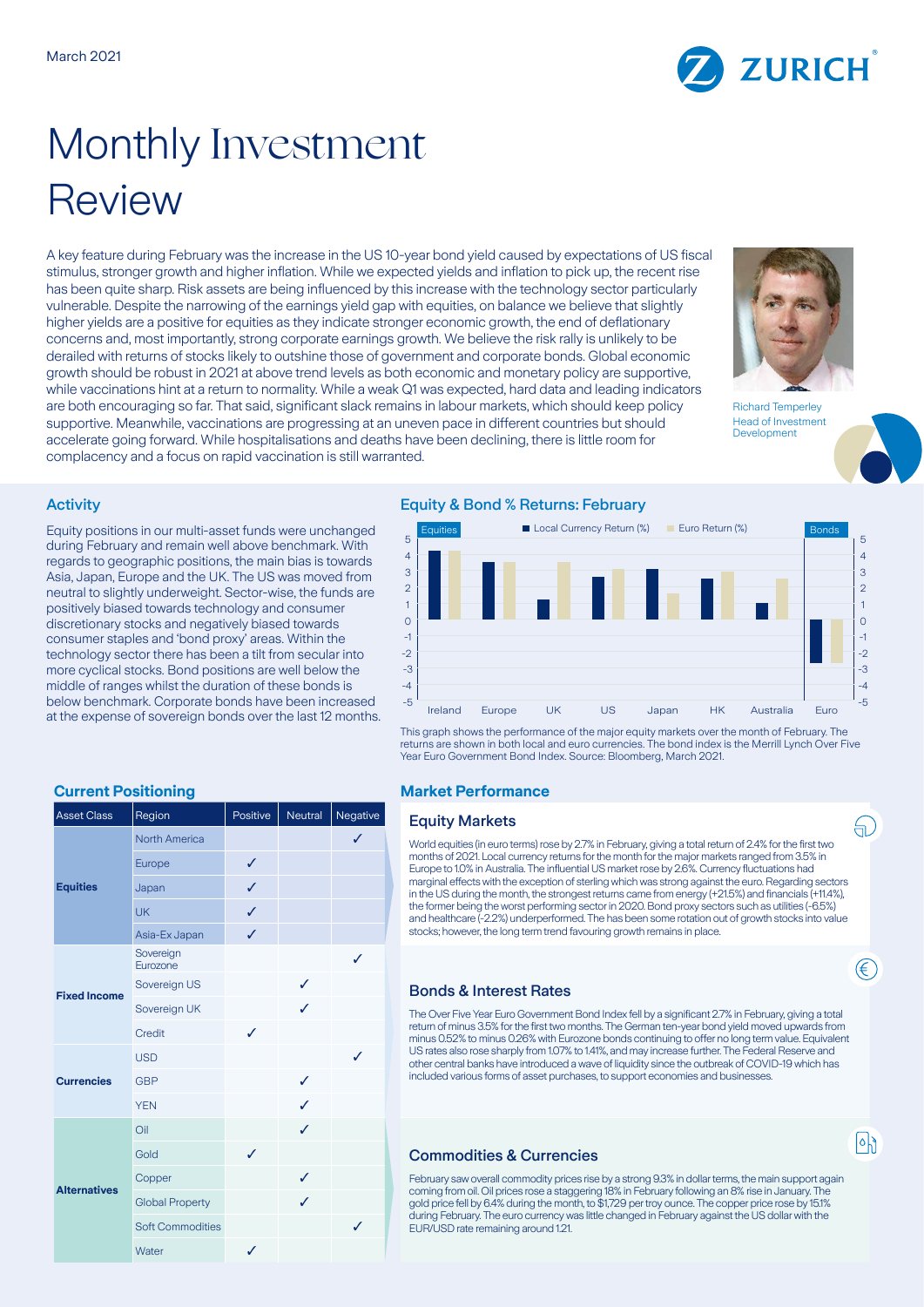March 2021

# Monthly Investment Review

A key feature during February was the increase in the US 10-year bond yield caused by expectations of US fiscal stimulus, stronger growth and higher inflation. While we expected yields and inflation to pick up, the recent rise has been quite sharp. Risk assets are being influenced by this increase with the technology sector particularly vulnerable. Despite the narrowing of the earnings yield gap with equities, on balance we believe that slightly higher yields are a positive for equities as they indicate stronger economic growth, the end of deflationary concerns and, most importantly, strong corporate earnings growth. We believe the risk rally is unlikely to be derailed with returns of stocks likely to outshine those of government and corporate bonds. Global economic growth should be robust in 2021 at above trend levels as both economic and monetary policy are supportive, while vaccinations hint at a return to normality. While a weak Q1 was expected, hard data and leading indicators are both encouraging so far. That said, significant slack remains in labour markets, which should keep policy supportive. Meanwhile, vaccinations are progressing at an uneven pace in different countries but should accelerate going forward. While hospitalisations and deaths have been declining, there is little room for complacency and a focus on rapid vaccination is still warranted.

Richard Temperley
Head of Investment Development

## Activity

Equity positions in our multi-asset funds were unchanged during February and remain well above benchmark. With regards to geographic positions, the main bias is towards Asia, Japan, Europe and the UK. The US was moved from neutral to slightly underweight. Sector-wise, the funds are positively biased towards technology and consumer discretionary stocks and negatively biased towards consumer staples and 'bond proxy' areas. Within the technology sector there has been a tilt from secular into more cyclical stocks. Bond positions are well below the middle of ranges whilst the duration of these bonds is below benchmark. Corporate bonds have been increased at the expense of sovereign bonds over the last 12 months.

## Equity & Bond % Returns: February

This graph shows the performance of the major equity markets over the month of February. The returns are shown in both local and euro currencies. The bond index is the Merrill Lynch Over Five Year Euro Government Bond Index. Source: Bloomberg, March 2021.

## Current Positioning

| Asset Class | Region | Positive | Neutral | Negative |
|---|---|---|---|---|
| **Equities** | North America | | | ✓ |
| | Europe | ✓ | | |
| | Japan | ✓ | | |
| | UK | ✓ | | |
| | Asia-Ex Japan | ✓ | | |
| **Fixed Income** | Sovereign Eurozone | | | ✓ |
| | Sovereign US | | ✓ | |
| | Sovereign UK | | ✓ | |
| | Credit | ✓ | | |
| **Currencies** | USD | | | ✓ |
| | GBP | | ✓ | |
| | YEN | | ✓ | |
| **Alternatives** | Oil | | ✓ | |
| | Gold | ✓ | | |
| | Copper | | ✓ | |
| | Global Property | | ✓ | |
| | Soft Commodities | | | ✓ |
| | Water | ✓ | | |

## Market Performance

### Equity Markets

World equities (in euro terms) rose by 2.7% in February, giving a total return of 2.4% for the first two months of 2021. Local currency returns for the month for the major markets ranged from 3.5% in Europe to 1.0% in Australia. The influential US market rose by 2.6%. Currency fluctuations had marginal effects with the exception of sterling which was strong against the euro. Regarding sectors in the US during the month, the strongest returns came from energy (+21.5%) and financials (+11.4%), the former being the worst performing sector in 2020. Bond proxy sectors such as utilities (-6.5%) and healthcare (-2.2%) underperformed. The has been some rotation out of growth stocks into value stocks; however, the long term trend favouring growth remains in place.

### Bonds & Interest Rates

The Over Five Year Euro Government Bond Index fell by a significant 2.7% in February, giving a total return of minus 3.5% for the first two months. The German ten-year bond yield moved upwards from minus 0.52% to minus 0.26% with Eurozone bonds continuing to offer no long term value. Equivalent US rates also rose sharply from 1.07% to 1.41%, and may increase further. The Federal Reserve and other central banks have introduced a wave of liquidity since the outbreak of COVID-19 which has included various forms of asset purchases, to support economies and businesses.

### Commodities & Currencies

February saw overall commodity prices rise by a strong 9.3% in dollar terms, the main support again coming from oil. Oil prices rose a staggering 18% in February following an 8% rise in January. The gold price fell by 6.4% during the month, to $1,729 per troy ounce. The copper price rose by 15.1% during February. The euro currency was little changed in February against the US dollar with the EUR/USD rate remaining around 1.21.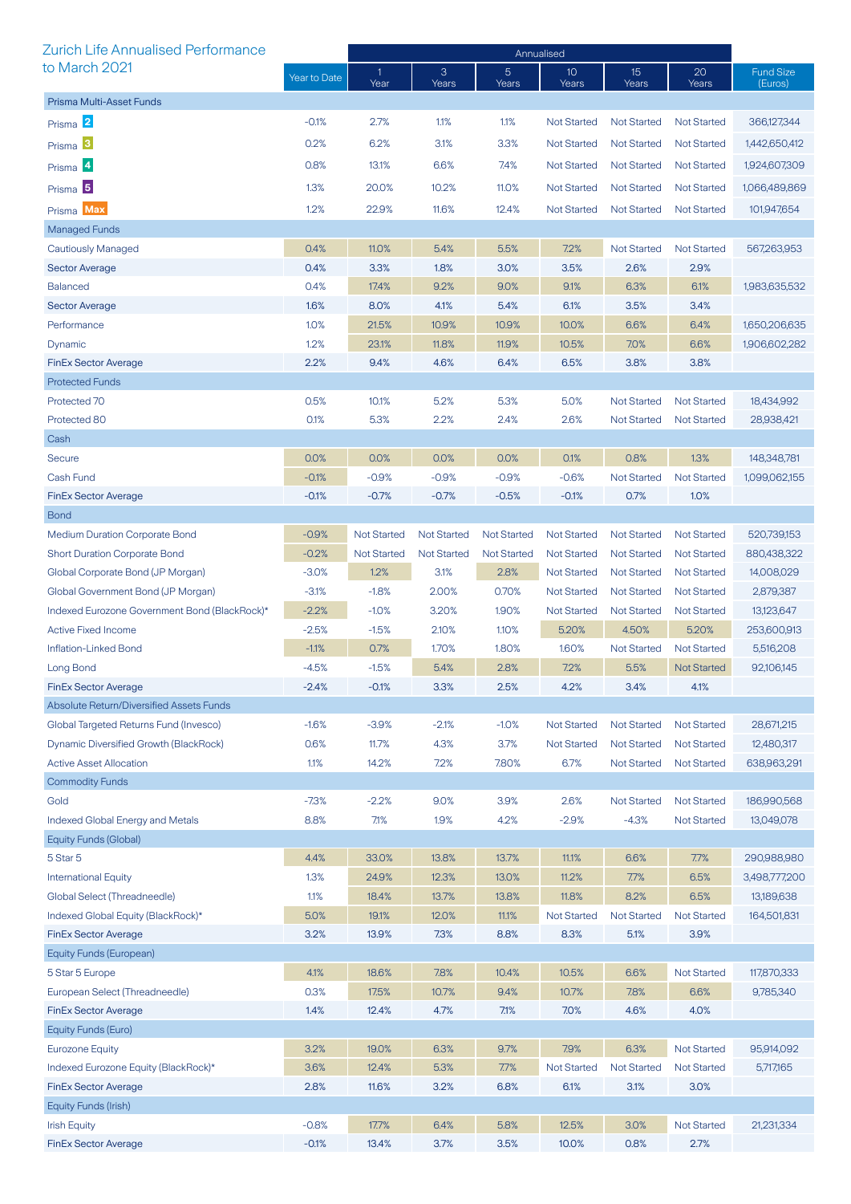## Zurich Life Annualised Performance to March 2021

| | Year to Date | Annualised | | | | | | Fund Size (Euros) |
|---|---|---|---|---|---|---|---|---|
| | | 1 Year | 3 Years | 5 Years | 10 Years | 15 Years | 20 Years | |
| **Prisma Multi-Asset Funds** | | | | | | | | |
| Prisma 2 | -0.1% | 2.7% | 1.1% | 1.1% | Not Started | Not Started | Not Started | 366,127,344 |
| Prisma 3 | 0.2% | 6.2% | 3.1% | 3.3% | Not Started | Not Started | Not Started | 1,442,650,412 |
| Prisma 4 | 0.8% | 13.1% | 6.6% | 7.4% | Not Started | Not Started | Not Started | 1,924,607,309 |
| Prisma 5 | 1.3% | 20.0% | 10.2% | 11.0% | Not Started | Not Started | Not Started | 1,066,489,869 |
| Prisma Max | 1.2% | 22.9% | 11.6% | 12.4% | Not Started | Not Started | Not Started | 101,947,654 |
| **Managed Funds** | | | | | | | | |
| Cautiously Managed | 0.4% | 11.0% | 5.4% | 5.5% | 7.2% | Not Started | Not Started | 567,263,953 |
| Sector Average | 0.4% | 3.3% | 1.8% | 3.0% | 3.5% | 2.6% | 2.9% | |
| Balanced | 0.4% | 17.4% | 9.2% | 9.0% | 9.1% | 6.3% | 6.1% | 1,983,635,532 |
| Sector Average | 1.6% | 8.0% | 4.1% | 5.4% | 6.1% | 3.5% | 3.4% | |
| Performance | 1.0% | 21.5% | 10.9% | 10.9% | 10.0% | 6.6% | 6.4% | 1,650,206,635 |
| Dynamic | 1.2% | 23.1% | 11.8% | 11.9% | 10.5% | 7.0% | 6.6% | 1,906,602,282 |
| FinEx Sector Average | 2.2% | 9.4% | 4.6% | 6.4% | 6.5% | 3.8% | 3.8% | |
| **Protected Funds** | | | | | | | | |
| Protected 70 | 0.5% | 10.1% | 5.2% | 5.3% | 5.0% | Not Started | Not Started | 18,434,992 |
| Protected 80 | 0.1% | 5.3% | 2.2% | 2.4% | 2.6% | Not Started | Not Started | 28,938,421 |
| **Cash** | | | | | | | | |
| Secure | 0.0% | 0.0% | 0.0% | 0.0% | 0.1% | 0.8% | 1.3% | 148,348,781 |
| Cash Fund | -0.1% | -0.9% | -0.9% | -0.9% | -0.6% | Not Started | Not Started | 1,099,062,155 |
| FinEx Sector Average | -0.1% | -0.7% | -0.7% | -0.5% | -0.1% | 0.7% | 1.0% | |
| **Bond** | | | | | | | | |
| Medium Duration Corporate Bond | -0.9% | Not Started | Not Started | Not Started | Not Started | Not Started | Not Started | 520,739,153 |
| Short Duration Corporate Bond | -0.2% | Not Started | Not Started | Not Started | Not Started | Not Started | Not Started | 880,438,322 |
| Global Corporate Bond (JP Morgan) | -3.0% | 1.2% | 3.1% | 2.8% | Not Started | Not Started | Not Started | 14,008,029 |
| Global Government Bond (JP Morgan) | -3.1% | -1.8% | 2.00% | 0.70% | Not Started | Not Started | Not Started | 2,879,387 |
| Indexed Eurozone Government Bond (BlackRock)* | -2.2% | -1.0% | 3.20% | 1.90% | Not Started | Not Started | Not Started | 13,123,647 |
| Active Fixed Income | -2.5% | -1.5% | 2.10% | 1.10% | 5.20% | 4.50% | 5.20% | 253,600,913 |
| Inflation-Linked Bond | -1.1% | 0.7% | 1.70% | 1.80% | 1.60% | Not Started | Not Started | 5,516,208 |
| Long Bond | -4.5% | -1.5% | 5.4% | 2.8% | 7.2% | 5.5% | Not Started | 92,106,145 |
| FinEx Sector Average | -2.4% | -0.1% | 3.3% | 2.5% | 4.2% | 3.4% | 4.1% | |
| **Absolute Return/Diversified Assets Funds** | | | | | | | | |
| Global Targeted Returns Fund (Invesco) | -1.6% | -3.9% | -2.1% | -1.0% | Not Started | Not Started | Not Started | 28,671,215 |
| Dynamic Diversified Growth (BlackRock) | 0.6% | 11.7% | 4.3% | 3.7% | Not Started | Not Started | Not Started | 12,480,317 |
| Active Asset Allocation | 1.1% | 14.2% | 7.2% | 7.80% | 6.7% | Not Started | Not Started | 638,963,291 |
| **Commodity Funds** | | | | | | | | |
| Gold | -7.3% | -2.2% | 9.0% | 3.9% | 2.6% | Not Started | Not Started | 186,990,568 |
| Indexed Global Energy and Metals | 8.8% | 7.1% | 1.9% | 4.2% | -2.9% | -4.3% | Not Started | 13,049,078 |
| **Equity Funds (Global)** | | | | | | | | |
| 5 Star 5 | 4.4% | 33.0% | 13.8% | 13.7% | 11.1% | 6.6% | 7.7% | 290,988,980 |
| International Equity | 1.3% | 24.9% | 12.3% | 13.0% | 11.2% | 7.7% | 6.5% | 3,498,777,200 |
| Global Select (Threadneedle) | 1.1% | 18.4% | 13.7% | 13.8% | 11.8% | 8.2% | 6.5% | 13,189,638 |
| Indexed Global Equity (BlackRock)* | 5.0% | 19.1% | 12.0% | 11.1% | Not Started | Not Started | Not Started | 164,501,831 |
| FinEx Sector Average | 3.2% | 13.9% | 7.3% | 8.8% | 8.3% | 5.1% | 3.9% | |
| **Equity Funds (European)** | | | | | | | | |
| 5 Star 5 Europe | 4.1% | 18.6% | 7.8% | 10.4% | 10.5% | 6.6% | Not Started | 117,870,333 |
| European Select (Threadneedle) | 0.3% | 17.5% | 10.7% | 9.4% | 10.7% | 7.8% | 6.6% | 9,785,340 |
| FinEx Sector Average | 1.4% | 12.4% | 4.7% | 7.1% | 7.0% | 4.6% | 4.0% | |
| **Equity Funds (Euro)** | | | | | | | | |
| Eurozone Equity | 3.2% | 19.0% | 6.3% | 9.7% | 7.9% | 6.3% | Not Started | 95,914,092 |
| Indexed Eurozone Equity (BlackRock)* | 3.6% | 12.4% | 5.3% | 7.7% | Not Started | Not Started | Not Started | 5,717,165 |
| FinEx Sector Average | 2.8% | 11.6% | 3.2% | 6.8% | 6.1% | 3.1% | 3.0% | |
| **Equity Funds (Irish)** | | | | | | | | |
| Irish Equity | -0.8% | 17.7% | 6.4% | 5.8% | 12.5% | 3.0% | Not Started | 21,231,334 |
| FinEx Sector Average | -0.1% | 13.4% | 3.7% | 3.5% | 10.0% | 0.8% | 2.7% | |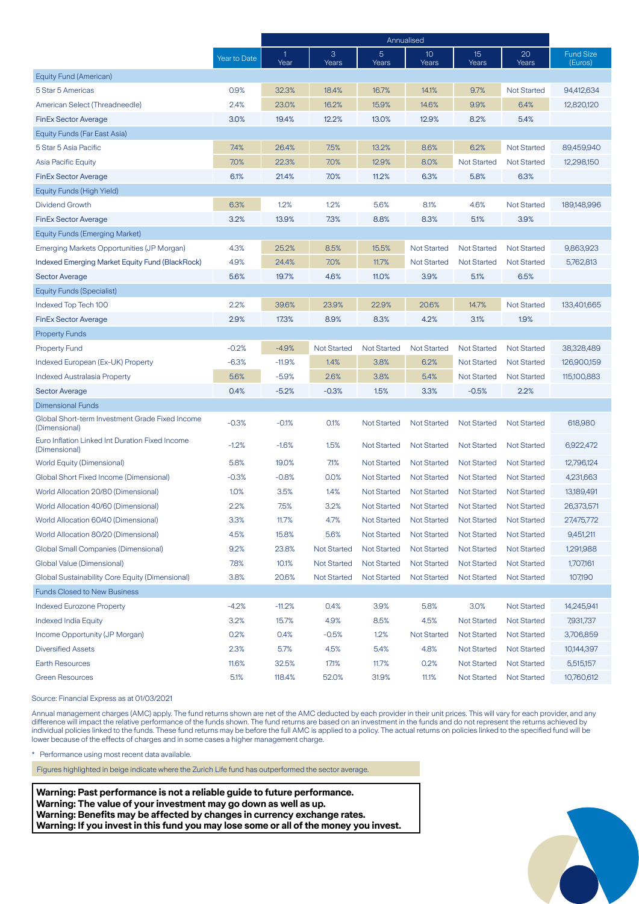| | | Annualised | | | | | | |
|---|---|---|---|---|---|---|---|---|
| | Year to Date | 1 Year | 3 Years | 5 Years | 10 Years | 15 Years | 20 Years | Fund Size (Euros) |
| **Equity Fund (American)** | | | | | | | | |
| 5 Star 5 Americas | 0.9% | 32.3% | 18.4% | 16.7% | 14.1% | 9.7% | Not Started | 94,412,634 |
| American Select (Threadneedle) | 2.4% | 23.0% | 16.2% | 15.9% | 14.6% | 9.9% | 6.4% | 12,820,120 |
| FinEx Sector Average | 3.0% | 19.4% | 12.2% | 13.0% | 12.9% | 8.2% | 5.4% | |
| **Equity Funds (Far East Asia)** | | | | | | | | |
| 5 Star 5 Asia Pacific | 7.4% | 26.4% | 7.5% | 13.2% | 8.6% | 6.2% | Not Started | 89,459,940 |
| Asia Pacific Equity | 7.0% | 22.3% | 7.0% | 12.9% | 8.0% | Not Started | Not Started | 12,298,150 |
| FinEx Sector Average | 6.1% | 21.4% | 7.0% | 11.2% | 6.3% | 5.8% | 6.3% | |
| **Equity Funds (High Yield)** | | | | | | | | |
| Dividend Growth | 6.3% | 1.2% | 1.2% | 5.6% | 8.1% | 4.6% | Not Started | 189,148,996 |
| FinEx Sector Average | 3.2% | 13.9% | 7.3% | 8.8% | 8.3% | 5.1% | 3.9% | |
| **Equity Funds (Emerging Market)** | | | | | | | | |
| Emerging Markets Opportunities (JP Morgan) | 4.3% | 25.2% | 8.5% | 15.5% | Not Started | Not Started | Not Started | 9,863,923 |
| Indexed Emerging Market Equity Fund (BlackRock) | 4.9% | 24.4% | 7.0% | 11.7% | Not Started | Not Started | Not Started | 5,762,813 |
| Sector Average | 5.6% | 19.7% | 4.6% | 11.0% | 3.9% | 5.1% | 6.5% | |
| **Equity Funds (Specialist)** | | | | | | | | |
| Indexed Top Tech 100 | 2.2% | 39.6% | 23.9% | 22.9% | 20.6% | 14.7% | Not Started | 133,401,665 |
| FinEx Sector Average | 2.9% | 17.3% | 8.9% | 8.3% | 4.2% | 3.1% | 1.9% | |
| **Property Funds** | | | | | | | | |
| Property Fund | -0.2% | -4.9% | Not Started | Not Started | Not Started | Not Started | Not Started | 38,328,489 |
| Indexed European (Ex-UK) Property | -6.3% | -11.9% | 1.4% | 3.8% | 6.2% | Not Started | Not Started | 126,900,159 |
| Indexed Australasia Property | 5.6% | -5.9% | 2.6% | 3.8% | 5.4% | Not Started | Not Started | 115,100,883 |
| Sector Average | 0.4% | -5.2% | -0.3% | 1.5% | 3.3% | -0.5% | 2.2% | |
| **Dimensional Funds** | | | | | | | | |
| Global Short-term Investment Grade Fixed Income (Dimensional) | -0.3% | -0.1% | 0.1% | Not Started | Not Started | Not Started | Not Started | 618,980 |
| Euro Inflation Linked Int Duration Fixed Income (Dimensional) | -1.2% | -1.6% | 1.5% | Not Started | Not Started | Not Started | Not Started | 6,922,472 |
| World Equity (Dimensional) | 5.8% | 19.0% | 7.1% | Not Started | Not Started | Not Started | Not Started | 12,796,124 |
| Global Short Fixed Income (Dimensional) | -0.3% | -0.8% | 0.0% | Not Started | Not Started | Not Started | Not Started | 4,231,663 |
| World Allocation 20/80 (Dimensional) | 1.0% | 3.5% | 1.4% | Not Started | Not Started | Not Started | Not Started | 13,189,491 |
| World Allocation 40/60 (Dimensional) | 2.2% | 7.5% | 3.2% | Not Started | Not Started | Not Started | Not Started | 26,373,571 |
| World Allocation 60/40 (Dimensional) | 3.3% | 11.7% | 4.7% | Not Started | Not Started | Not Started | Not Started | 27,475,772 |
| World Allocation 80/20 (Dimensional) | 4.5% | 15.8% | 5.6% | Not Started | Not Started | Not Started | Not Started | 9,451,211 |
| Global Small Companies (Dimensional) | 9.2% | 23.8% | Not Started | Not Started | Not Started | Not Started | Not Started | 1,291,988 |
| Global Value (Dimensional) | 7.8% | 10.1% | Not Started | Not Started | Not Started | Not Started | Not Started | 1,707,161 |
| Global Sustainability Core Equity (Dimensional) | 3.8% | 20.6% | Not Started | Not Started | Not Started | Not Started | Not Started | 107,190 |
| **Funds Closed to New Business** | | | | | | | | |
| Indexed Eurozone Property | -4.2% | -11.2% | 0.4% | 3.9% | 5.8% | 3.0% | Not Started | 14,245,941 |
| Indexed India Equity | 3.2% | 15.7% | 4.9% | 8.5% | 4.5% | Not Started | Not Started | 7,931,737 |
| Income Opportunity (JP Morgan) | 0.2% | 0.4% | -0.5% | 1.2% | Not Started | Not Started | Not Started | 3,706,859 |
| Diversified Assets | 2.3% | 5.7% | 4.5% | 5.4% | 4.8% | Not Started | Not Started | 10,144,397 |
| Earth Resources | 11.6% | 32.5% | 17.1% | 11.7% | 0.2% | Not Started | Not Started | 5,515,157 |
| Green Resources | 5.1% | 118.4% | 52.0% | 31.9% | 11.1% | Not Started | Not Started | 10,760,612 |

Source: Financial Express as at 01/03/2021

Annual management charges (AMC) apply. The fund returns shown are net of the AMC deducted by each provider in their unit prices. This will vary for each provider, and any difference will impact the relative performance of the funds shown. The fund returns are based on an investment in the funds and do not represent the returns achieved by individual policies linked to the funds. These fund returns may be before the full AMC is applied to a policy. The actual returns on policies linked to the specified fund will be lower because of the effects of charges and in some cases a higher management charge.

* Performance using most recent data available.

Figures highlighted in beige indicate where the Zurich Life fund has outperformed the sector average.

**Warning: Past performance is not a reliable guide to future performance.**
**Warning: The value of your investment may go down as well as up.**
**Warning: Benefits may be affected by changes in currency exchange rates.**
**Warning: If you invest in this fund you may lose some or all of the money you invest.**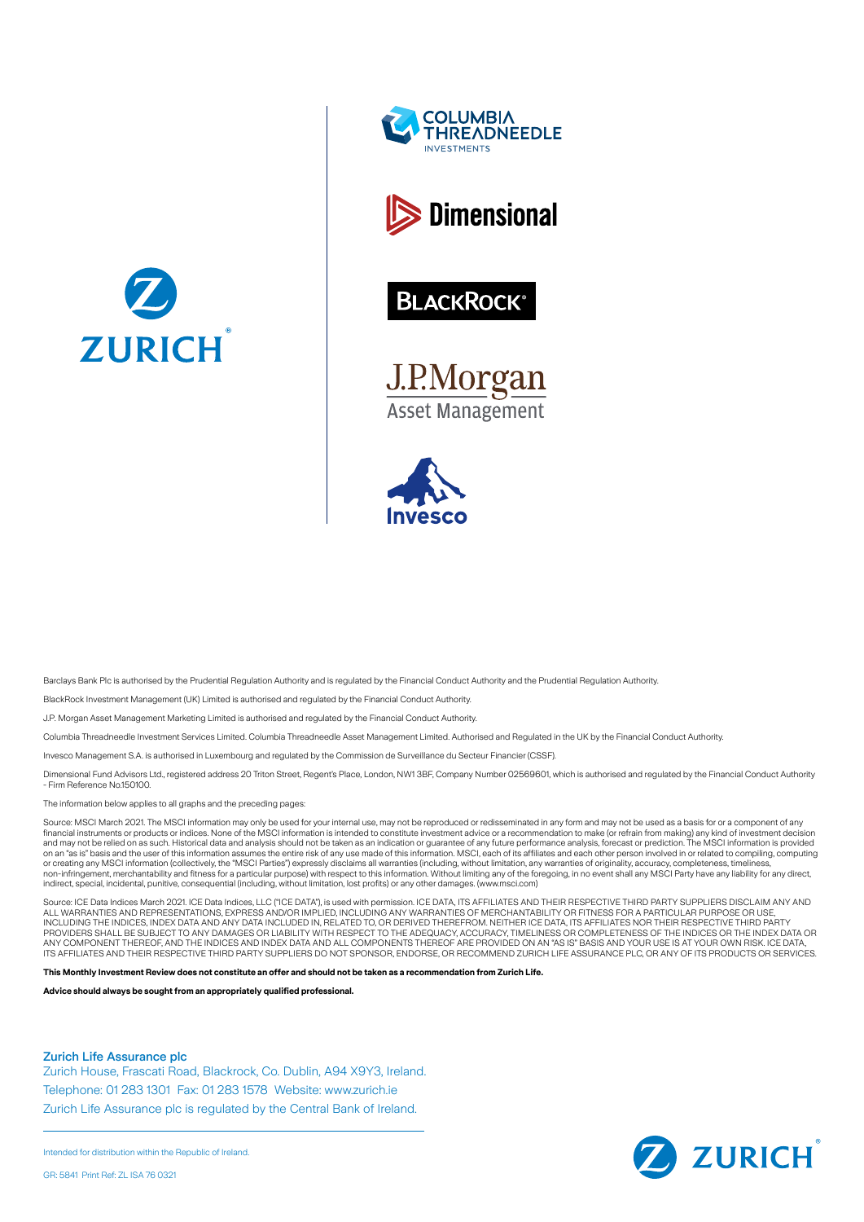Barclays Bank Plc is authorised by the Prudential Regulation Authority and is regulated by the Financial Conduct Authority and the Prudential Regulation Authority.

BlackRock Investment Management (UK) Limited is authorised and regulated by the Financial Conduct Authority.

J.P. Morgan Asset Management Marketing Limited is authorised and regulated by the Financial Conduct Authority.

Columbia Threadneedle Investment Services Limited. Columbia Threadneedle Asset Management Limited. Authorised and Regulated in the UK by the Financial Conduct Authority.

Invesco Management S.A. is authorised in Luxembourg and regulated by the Commission de Surveillance du Secteur Financier (CSSF).

Dimensional Fund Advisors Ltd., registered address 20 Triton Street, Regent's Place, London, NW1 3BF, Company Number 02569601, which is authorised and regulated by the Financial Conduct Authority - Firm Reference No.150100.

The information below applies to all graphs and the preceding pages:

Source: MSCI March 2021. The MSCI information may only be used for your internal use, may not be reproduced or redisseminated in any form and may not be used as a basis for or a component of any financial instruments or products or indices. None of the MSCI information is intended to constitute investment advice or a recommendation to make (or refrain from making) any kind of investment decision and may not be relied on as such. Historical data and analysis should not be taken as an indication or guarantee of any future performance analysis, forecast or prediction. The MSCI information is provided on an "as is" basis and the user of this information assumes the entire risk of any use made of this information. MSCI, each of its affiliates and each other person involved in or related to compiling, computing or creating any MSCI information (collectively, the "MSCI Parties") expressly disclaims all warranties (including, without limitation, any warranties of originality, accuracy, completeness, timeliness, non-infringement, merchantability and fitness for a particular purpose) with respect to this information. Without limiting any of the foregoing, in no event shall any MSCI Party have any liability for any direct, indirect, special, incidental, punitive, consequential (including, without limitation, lost profits) or any other damages. (www.msci.com)

Source: ICE Data Indices March 2021. ICE Data Indices, LLC ("ICE DATA"), is used with permission. ICE DATA, ITS AFFILIATES AND THEIR RESPECTIVE THIRD PARTY SUPPLIERS DISCLAIM ANY AND ALL WARRANTIES AND REPRESENTATIONS, EXPRESS AND/OR IMPLIED, INCLUDING ANY WARRANTIES OF MERCHANTABILITY OR FITNESS FOR A PARTICULAR PURPOSE OR USE, INCLUDING THE INDICES, INDEX DATA AND ANY DATA INCLUDED IN, RELATED TO, OR DERIVED THEREFROM. NEITHER ICE DATA, ITS AFFILIATES NOR THEIR RESPECTIVE THIRD PARTY PROVIDERS SHALL BE SUBJECT TO ANY DAMAGES OR LIABILITY WITH RESPECT TO THE ADEQUACY, ACCURACY, TIMELINESS OR COMPLETENESS OF THE INDICES OR THE INDEX DATA OR ANY COMPONENT THEREOF, AND THE INDICES AND INDEX DATA AND ALL COMPONENTS THEREOF ARE PROVIDED ON AN "AS IS" BASIS AND YOUR USE IS AT YOUR OWN RISK. ICE DATA, ITS AFFILIATES AND THEIR RESPECTIVE THIRD PARTY SUPPLIERS DO NOT SPONSOR, ENDORSE, OR RECOMMEND ZURICH LIFE ASSURANCE PLC, OR ANY OF ITS PRODUCTS OR SERVICES.

**This Monthly Investment Review does not constitute an offer and should not be taken as a recommendation from Zurich Life.**

**Advice should always be sought from an appropriately qualified professional.**

**Zurich Life Assurance plc**
Zurich House, Frascati Road, Blackrock, Co. Dublin, A94 X9Y3, Ireland.
Telephone: 01 283 1301 Fax: 01 283 1578 Website: www.zurich.ie
Zurich Life Assurance plc is regulated by the Central Bank of Ireland.

Intended for distribution within the Republic of Ireland.

GR: 5841 Print Ref: ZL ISA 76 0321